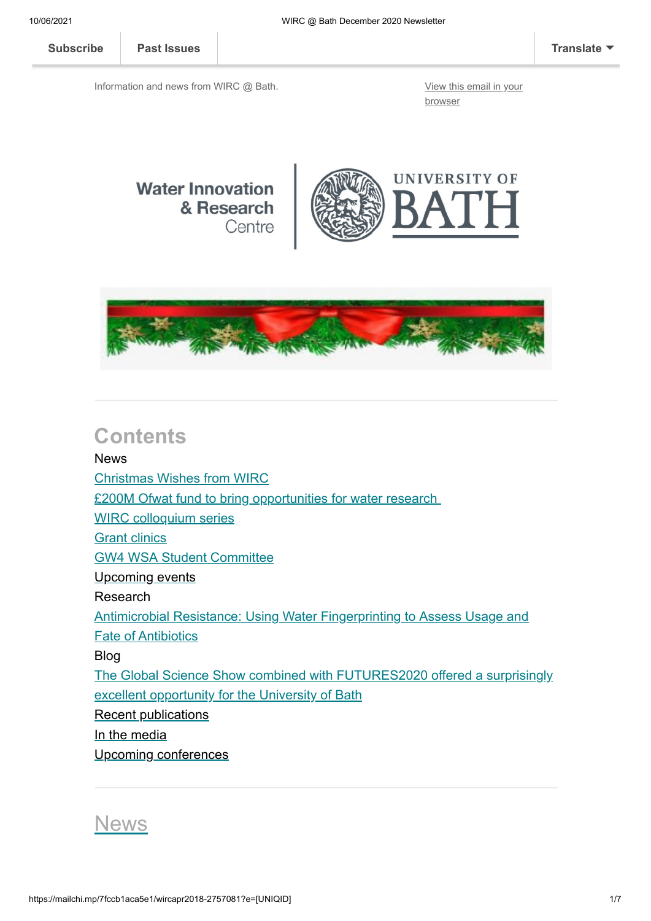Subscribe | Past Issues | Translate

Information and news from WIRC @ Bath.

View this email in your browser

Water Innovation & Research Centre | UNIVERSITY OF BATH

## Contents

News

Christmas Wishes from WIRC

£200M Ofwat fund to bring opportunities for water research

WIRC colloquium series

Grant clinics

GW4 WSA Student Committee

Upcoming events

Research

Antimicrobial Resistance: Using Water Fingerprinting to Assess Usage and Fate of Antibiotics

Blog

The Global Science Show combined with FUTURES2020 offered a surprisingly excellent opportunity for the University of Bath

Recent publications

In the media

Upcoming conferences

## News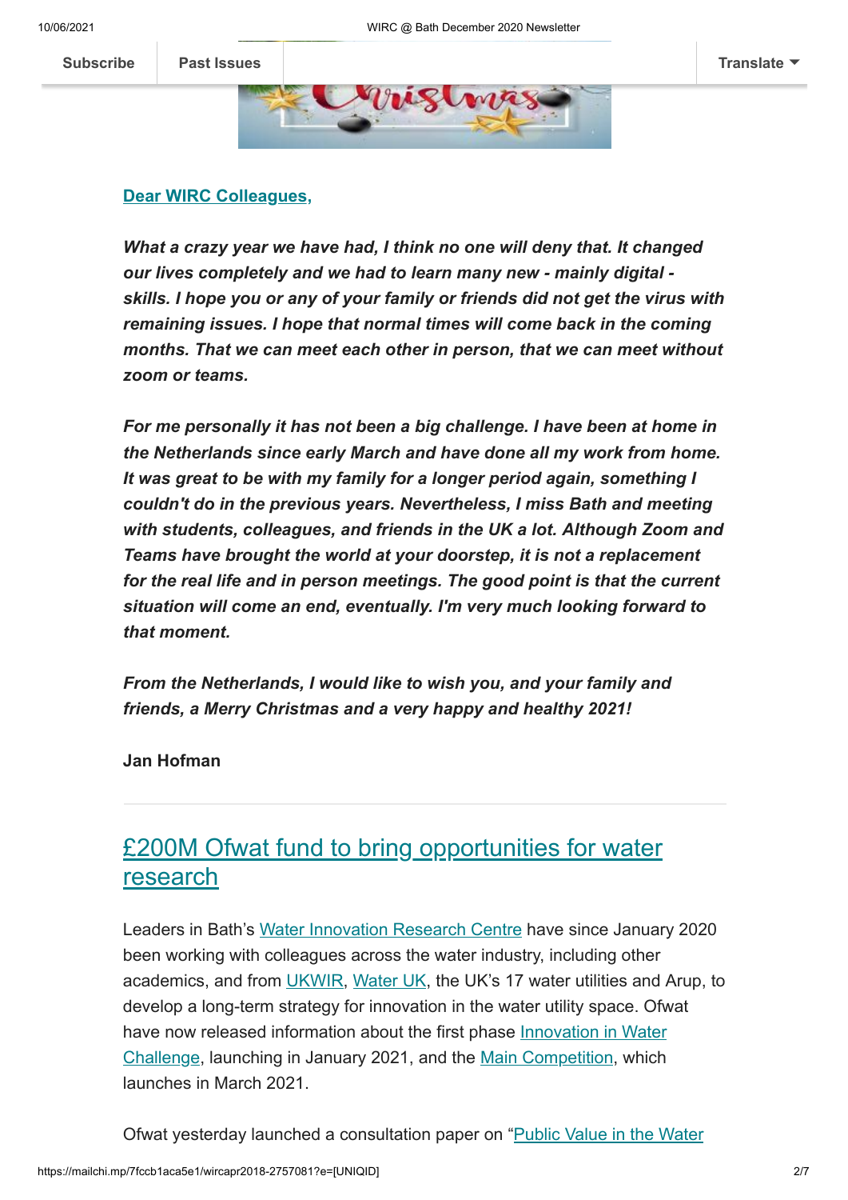[Dear WIRC Colleagues,]

***What a crazy year we have had, I think no one will deny that. It changed our lives completely and we had to learn many new - mainly digital - skills. I hope you or any of your family or friends did not get the virus with remaining issues. I hope that normal times will come back in the coming months. That we can meet each other in person, that we can meet without zoom or teams.***

***For me personally it has not been a big challenge. I have been at home in the Netherlands since early March and have done all my work from home. It was great to be with my family for a longer period again, something I couldn't do in the previous years. Nevertheless, I miss Bath and meeting with students, colleagues, and friends in the UK a lot. Although Zoom and Teams have brought the world at your doorstep, it is not a replacement for the real life and in person meetings. The good point is that the current situation will come an end, eventually. I'm very much looking forward to that moment.***

***From the Netherlands, I would like to wish you, and your family and friends, a Merry Christmas and a very happy and healthy 2021!***

**Jan Hofman**

---

## £200M Ofwat fund to bring opportunities for water research

Leaders in Bath's Water Innovation Research Centre have since January 2020 been working with colleagues across the water industry, including other academics, and from UKWIR, Water UK, the UK's 17 water utilities and Arup, to develop a long-term strategy for innovation in the water utility space. Ofwat have now released information about the first phase Innovation in Water Challenge, launching in January 2021, and the Main Competition, which launches in March 2021.

Ofwat yesterday launched a consultation paper on "Public Value in the Water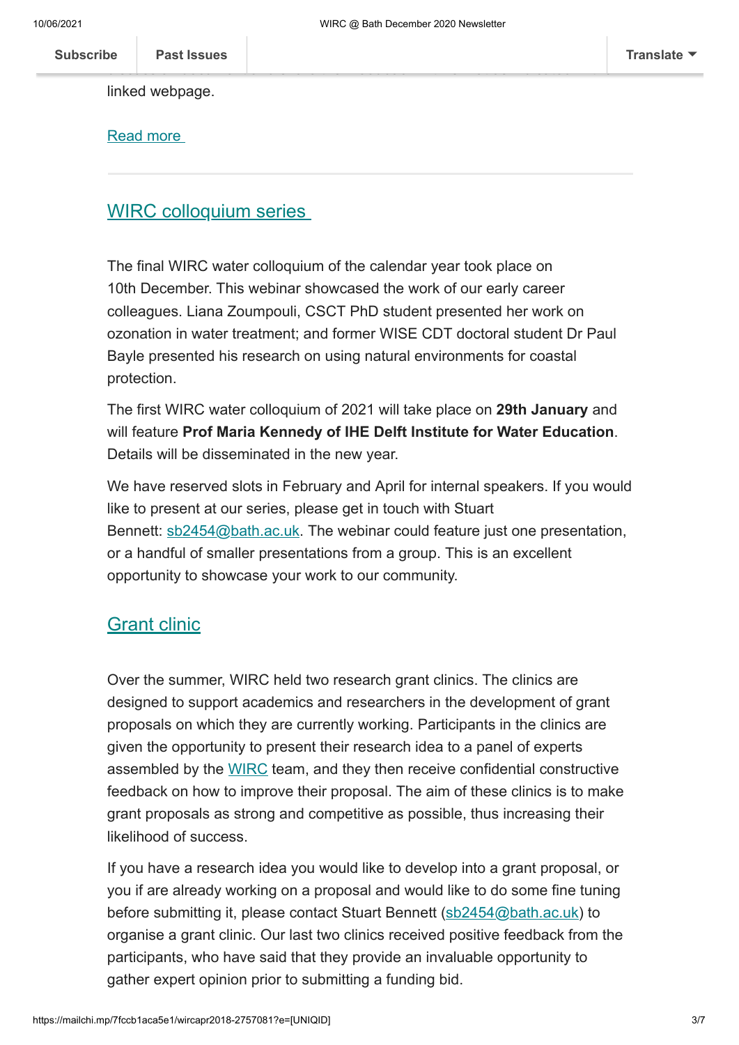linked webpage.

[Read more](#)

## [WIRC colloquium series](#)

The final WIRC water colloquium of the calendar year took place on 10th December. This webinar showcased the work of our early career colleagues. Liana Zoumpouli, CSCT PhD student presented her work on ozonation in water treatment; and former WISE CDT doctoral student Dr Paul Bayle presented his research on using natural environments for coastal protection.

The first WIRC water colloquium of 2021 will take place on **29th January** and will feature **Prof Maria Kennedy of IHE Delft Institute for Water Education**. Details will be disseminated in the new year.

We have reserved slots in February and April for internal speakers. If you would like to present at our series, please get in touch with Stuart Bennett: sb2454@bath.ac.uk. The webinar could feature just one presentation, or a handful of smaller presentations from a group. This is an excellent opportunity to showcase your work to our community.

## [Grant clinic](#)

Over the summer, WIRC held two research grant clinics. The clinics are designed to support academics and researchers in the development of grant proposals on which they are currently working. Participants in the clinics are given the opportunity to present their research idea to a panel of experts assembled by the [WIRC](#) team, and they then receive confidential constructive feedback on how to improve their proposal. The aim of these clinics is to make grant proposals as strong and competitive as possible, thus increasing their likelihood of success.

If you have a research idea you would like to develop into a grant proposal, or you if are already working on a proposal and would like to do some fine tuning before submitting it, please contact Stuart Bennett (sb2454@bath.ac.uk) to organise a grant clinic. Our last two clinics received positive feedback from the participants, who have said that they provide an invaluable opportunity to gather expert opinion prior to submitting a funding bid.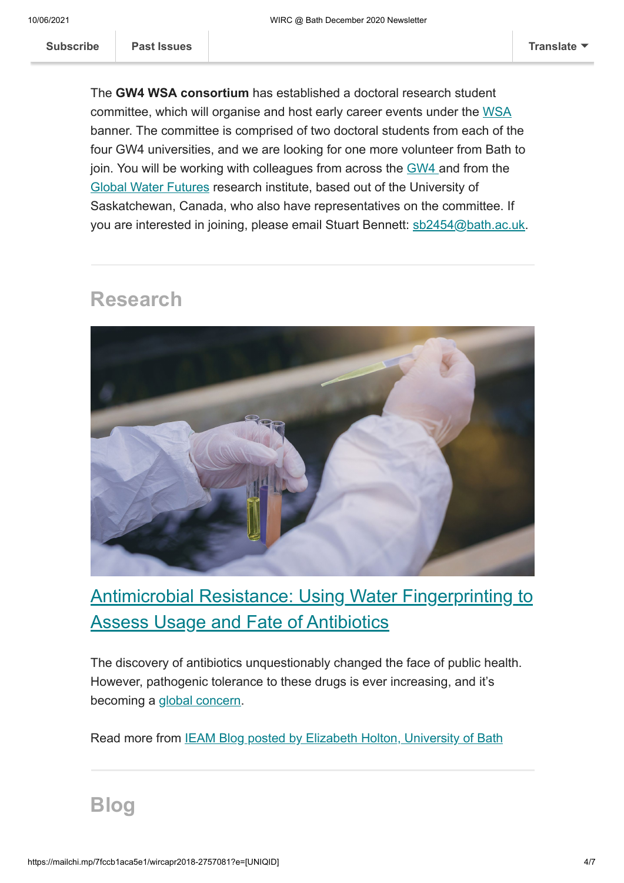The **GW4 WSA consortium** has established a doctoral research student committee, which will organise and host early career events under the WSA banner. The committee is comprised of two doctoral students from each of the four GW4 universities, and we are looking for one more volunteer from Bath to join. You will be working with colleagues from across the GW4 and from the Global Water Futures research institute, based out of the University of Saskatchewan, Canada, who also have representatives on the committee. If you are interested in joining, please email Stuart Bennett: sb2454@bath.ac.uk.

## Research

### Antimicrobial Resistance: Using Water Fingerprinting to Assess Usage and Fate of Antibiotics

The discovery of antibiotics unquestionably changed the face of public health. However, pathogenic tolerance to these drugs is ever increasing, and it's becoming a global concern.

Read more from IEAM Blog posted by Elizabeth Holton, University of Bath

## Blog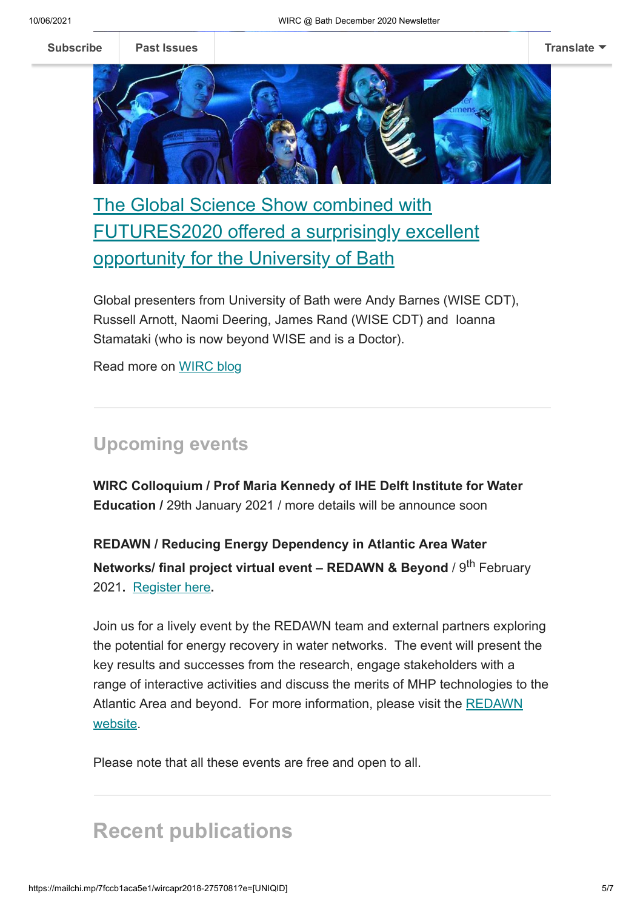## [The Global Science Show combined with FUTURES2020 offered a surprisingly excellent opportunity for the University of Bath]()

Global presenters from University of Bath were Andy Barnes (WISE CDT), Russell Arnott, Naomi Deering, James Rand (WISE CDT) and Ioanna Stamataki (who is now beyond WISE and is a Doctor).

Read more on [WIRC blog]()

## Upcoming events

**WIRC Colloquium / Prof Maria Kennedy of IHE Delft Institute for Water Education /** 29th January 2021 / more details will be announce soon

**REDAWN / Reducing Energy Dependency in Atlantic Area Water Networks/ final project virtual event – REDAWN & Beyond** / 9th February 2021**.** [Register here]()**.**

Join us for a lively event by the REDAWN team and external partners exploring the potential for energy recovery in water networks. The event will present the key results and successes from the research, engage stakeholders with a range of interactive activities and discuss the merits of MHP technologies to the Atlantic Area and beyond. For more information, please visit the [REDAWN website]().

Please note that all these events are free and open to all.

## Recent publications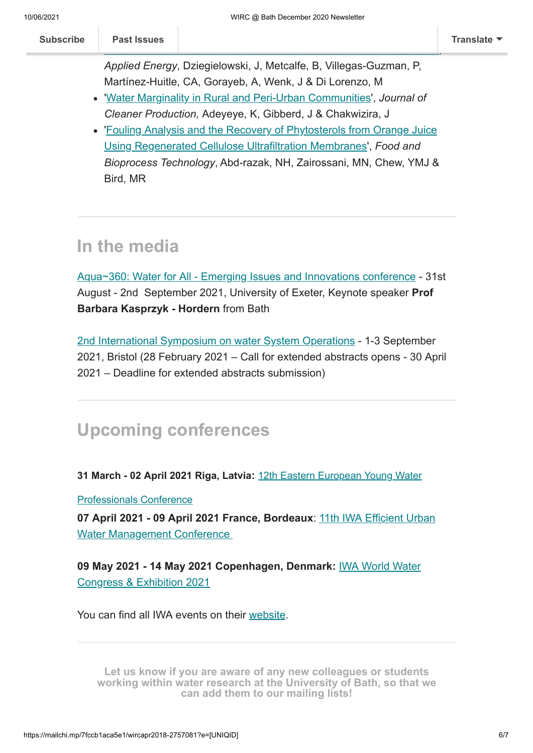*Applied Energy*, Dziegielowski, J, Metcalfe, B, Villegas-Guzman, P, Martínez-Huitle, CA, Gorayeb, A, Wenk, J & Di Lorenzo, M

- 'Water Marginality in Rural and Peri-Urban Communities', *Journal of Cleaner Production,* Adeyeye, K, Gibberd, J & Chakwizira, J
- 'Fouling Analysis and the Recovery of Phytosterols from Orange Juice Using Regenerated Cellulose Ultrafiltration Membranes', *Food and Bioprocess Technology*, Abd-razak, NH, Zairossani, MN, Chew, YMJ & Bird, MR

## In the media

Aqua~360: Water for All - Emerging Issues and Innovations conference - 31st August - 2nd September 2021, University of Exeter, Keynote speaker **Prof Barbara Kasprzyk - Hordern** from Bath

2nd International Symposium on water System Operations - 1-3 September 2021, Bristol (28 February 2021 – Call for extended abstracts opens - 30 April 2021 – Deadline for extended abstracts submission)

## Upcoming conferences

**31 March - 02 April 2021 Riga, Latvia:** 12th Eastern European Young Water Professionals Conference

**07 April 2021 - 09 April 2021 France, Bordeaux**: 11th IWA Efficient Urban Water Management Conference

**09 May 2021 - 14 May 2021 Copenhagen, Denmark:** IWA World Water Congress & Exhibition 2021

You can find all IWA events on their website.

**Let us know if you are aware of any new colleagues or students working within water research at the University of Bath, so that we can add them to our mailing lists!**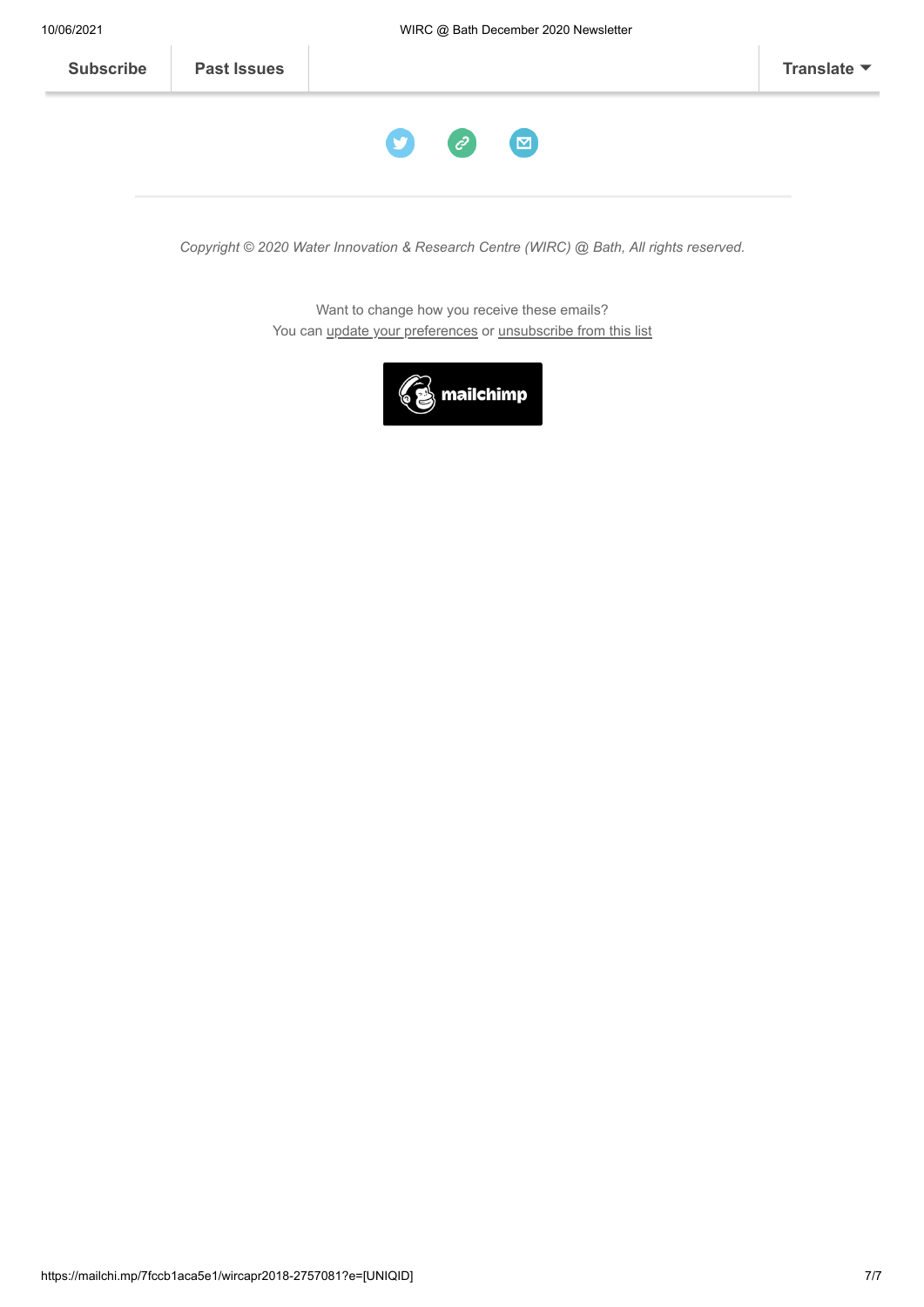Subscribe | Past Issues | Translate

*Copyright © 2020 Water Innovation & Research Centre (WIRC) @ Bath, All rights reserved.*

Want to change how you receive these emails?
You can update your preferences or unsubscribe from this list

mailchimp